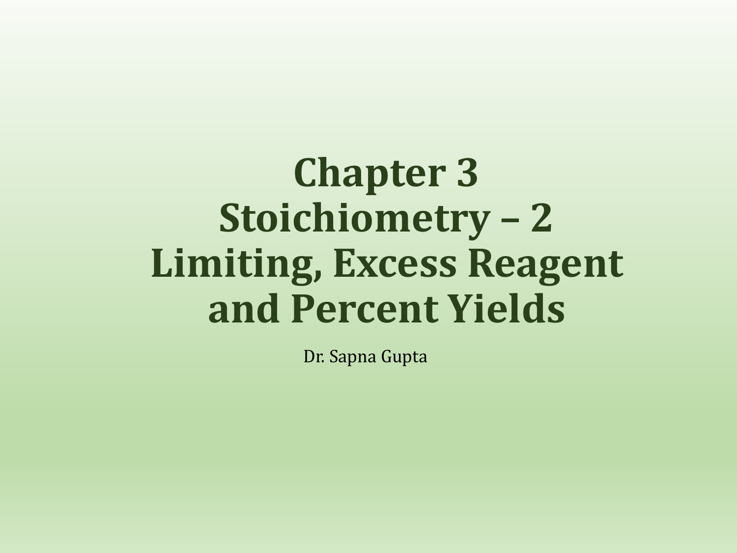# Chapter 3
# Stoichiometry – 2
# Limiting, Excess Reagent and Percent Yields

Dr. Sapna Gupta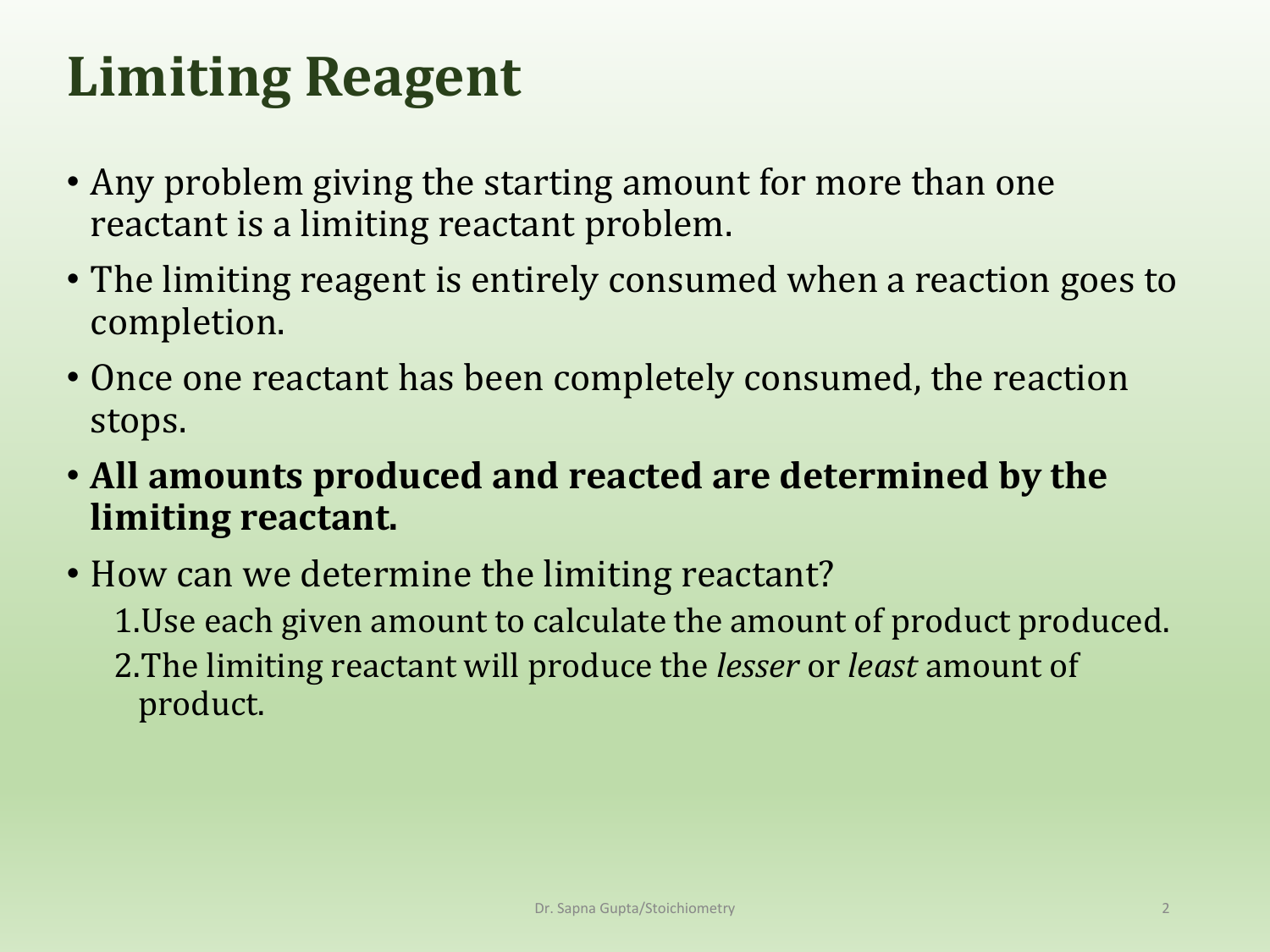# Limiting Reagent

- Any problem giving the starting amount for more than one reactant is a limiting reactant problem.
- The limiting reagent is entirely consumed when a reaction goes to completion.
- Once one reactant has been completely consumed, the reaction stops.
- **All amounts produced and reacted are determined by the limiting reactant.**
- How can we determine the limiting reactant?
  1. Use each given amount to calculate the amount of product produced.
  2. The limiting reactant will produce the *lesser* or *least* amount of product.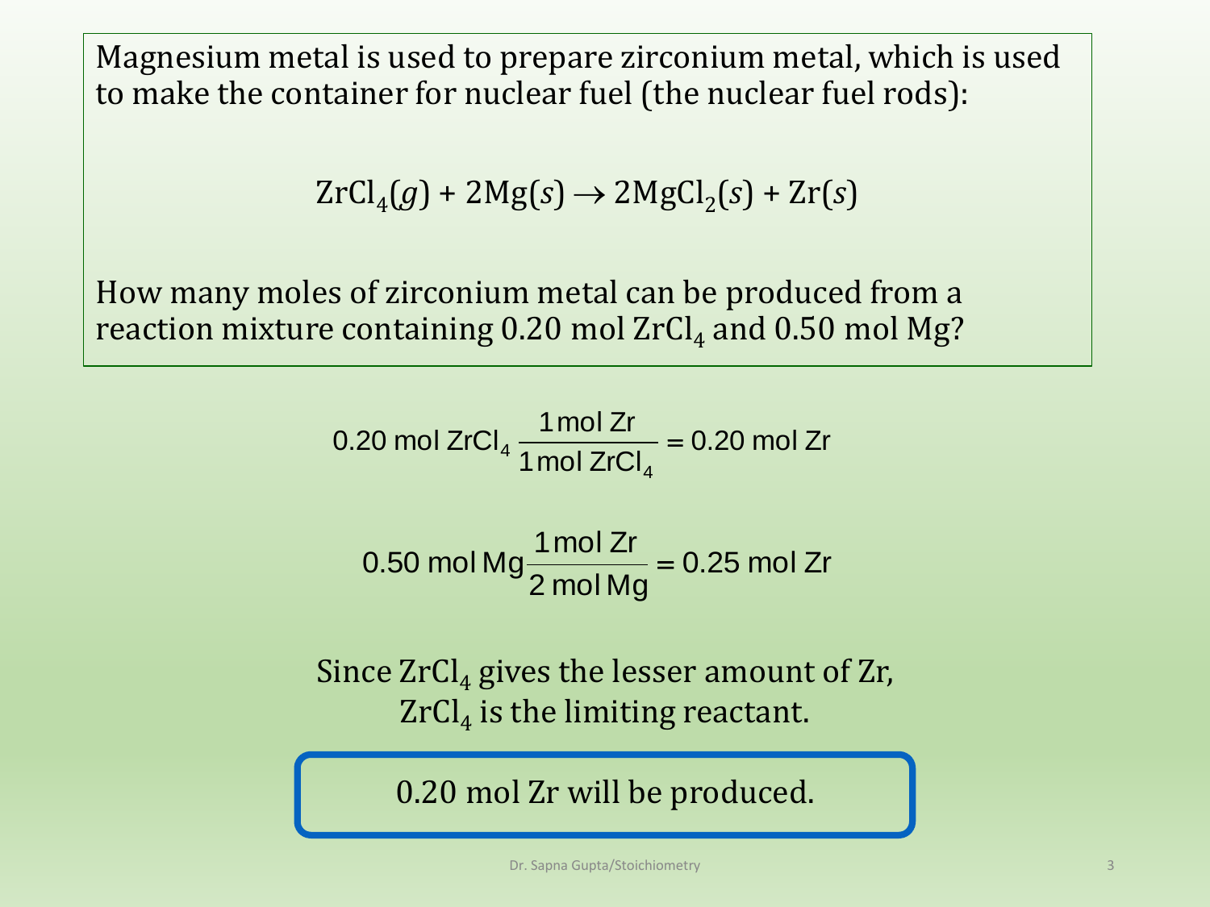Magnesium metal is used to prepare zirconium metal, which is used to make the container for nuclear fuel (the nuclear fuel rods):

$$ZrCl_4(g) + 2Mg(s) \rightarrow 2MgCl_2(s) + Zr(s)$$

How many moles of zirconium metal can be produced from a reaction mixture containing 0.20 mol $ZrCl_4$ and 0.50 mol Mg?

$$0.20 \text{ mol } ZrCl_4 \frac{1 \text{ mol Zr}}{1 \text{ mol } ZrCl_4} = 0.20 \text{ mol Zr}$$

$$0.50 \text{ mol Mg} \frac{1 \text{ mol Zr}}{2 \text{ mol Mg}} = 0.25 \text{ mol Zr}$$

Since $ZrCl_4$ gives the lesser amount of Zr, $ZrCl_4$ is the limiting reactant.

**0.20 mol Zr will be produced.**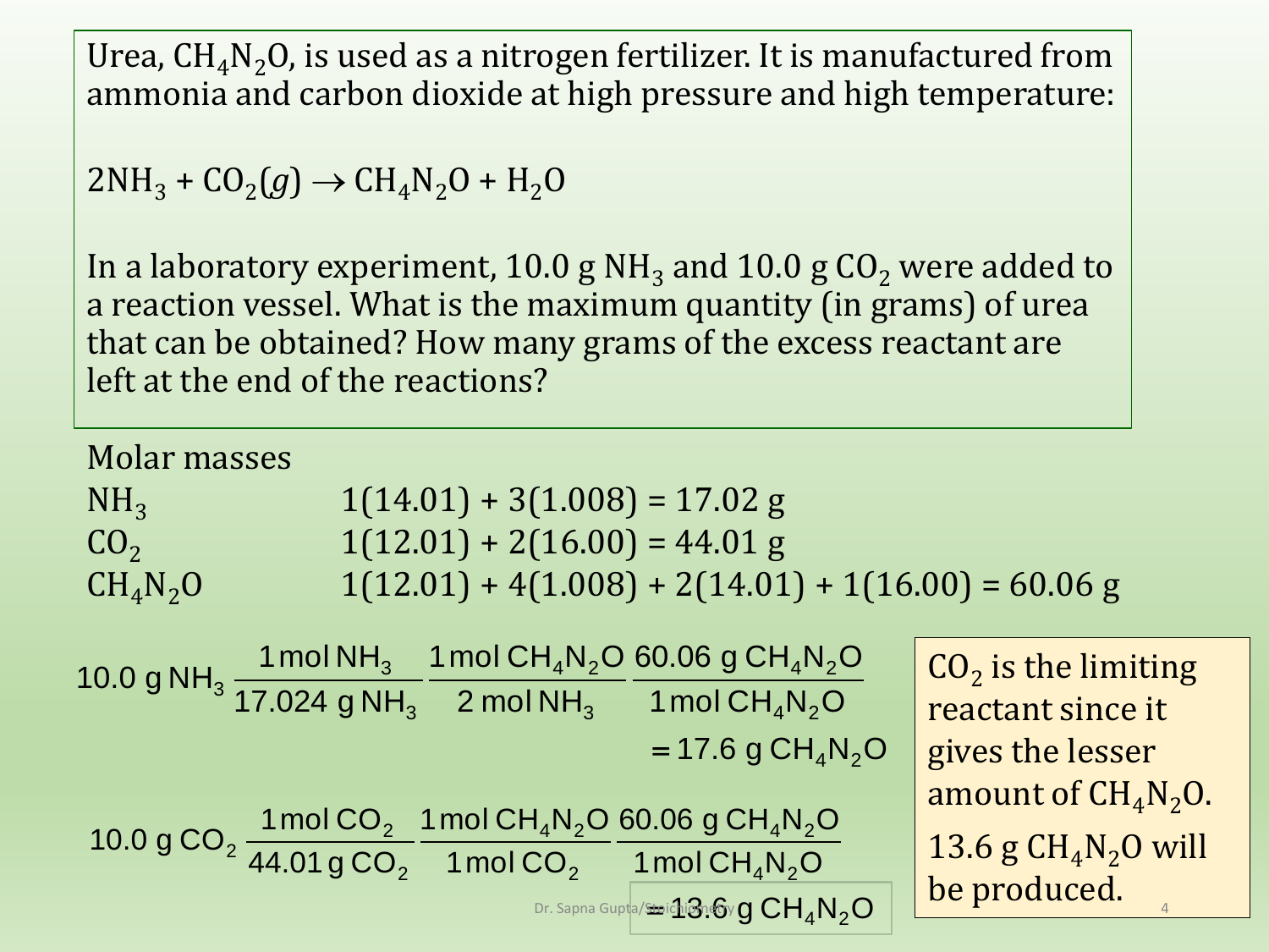Urea, $CH_4N_2O$, is used as a nitrogen fertilizer. It is manufactured from ammonia and carbon dioxide at high pressure and high temperature:

$$2NH_3 + CO_2(g) \rightarrow CH_4N_2O + H_2O$$

In a laboratory experiment, 10.0 g $NH_3$ and 10.0 g $CO_2$ were added to a reaction vessel. What is the maximum quantity (in grams) of urea that can be obtained? How many grams of the excess reactant are left at the end of the reactions?

Molar masses

| | |
|---|---|
| $NH_3$ | 1(14.01) + 3(1.008) = 17.02 g |
| $CO_2$ | 1(12.01) + 2(16.00) = 44.01 g |
| $CH_4N_2O$ | 1(12.01) + 4(1.008) + 2(14.01) + 1(16.00) = 60.06 g |

$$10.0 \text{ g } NH_3 \ \frac{1 \text{ mol } NH_3}{17.024 \text{ g } NH_3} \ \frac{1 \text{ mol } CH_4N_2O}{2 \text{ mol } NH_3} \ \frac{60.06 \text{ g } CH_4N_2O}{1 \text{ mol } CH_4N_2O} = 17.6 \text{ g } CH_4N_2O$$

$$10.0 \text{ g } CO_2 \ \frac{1 \text{ mol } CO_2}{44.01 \text{ g } CO_2} \ \frac{1 \text{ mol } CH_4N_2O}{1 \text{ mol } CO_2} \ \frac{60.06 \text{ g } CH_4N_2O}{1 \text{ mol } CH_4N_2O} = 13.6 \text{ g } CH_4N_2O$$

$CO_2$ is the limiting reactant since it gives the lesser amount of $CH_4N_2O$.

13.6 g $CH_4N_2O$ will be produced.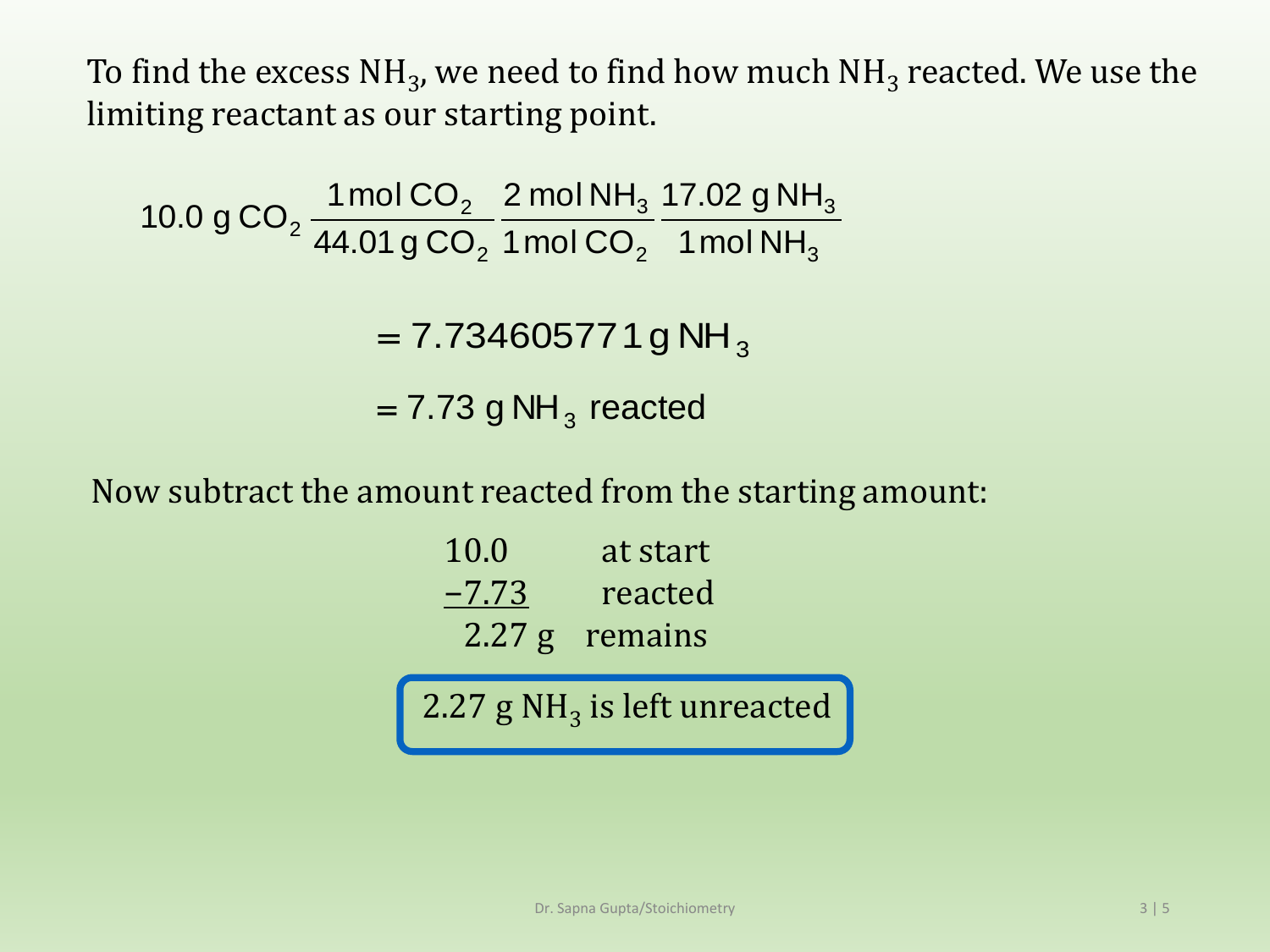To find the excess $NH_3$, we need to find how much $NH_3$ reacted. We use the limiting reactant as our starting point.

$$10.0 \text{ g } CO_2 \frac{1 \text{ mol } CO_2}{44.01 \text{ g } CO_2} \frac{2 \text{ mol } NH_3}{1 \text{ mol } CO_2} \frac{17.02 \text{ g } NH_3}{1 \text{ mol } NH_3}$$

$$= 7.734605771 \text{ g } NH_3$$

$$= 7.73 \text{ g } NH_3 \text{ reacted}$$

Now subtract the amount reacted from the starting amount:

| | |
|---|---|
| 10.0 | at start |
| –7.73 | reacted |
| 2.27 g | remains |

**2.27 g $NH_3$ is left unreacted**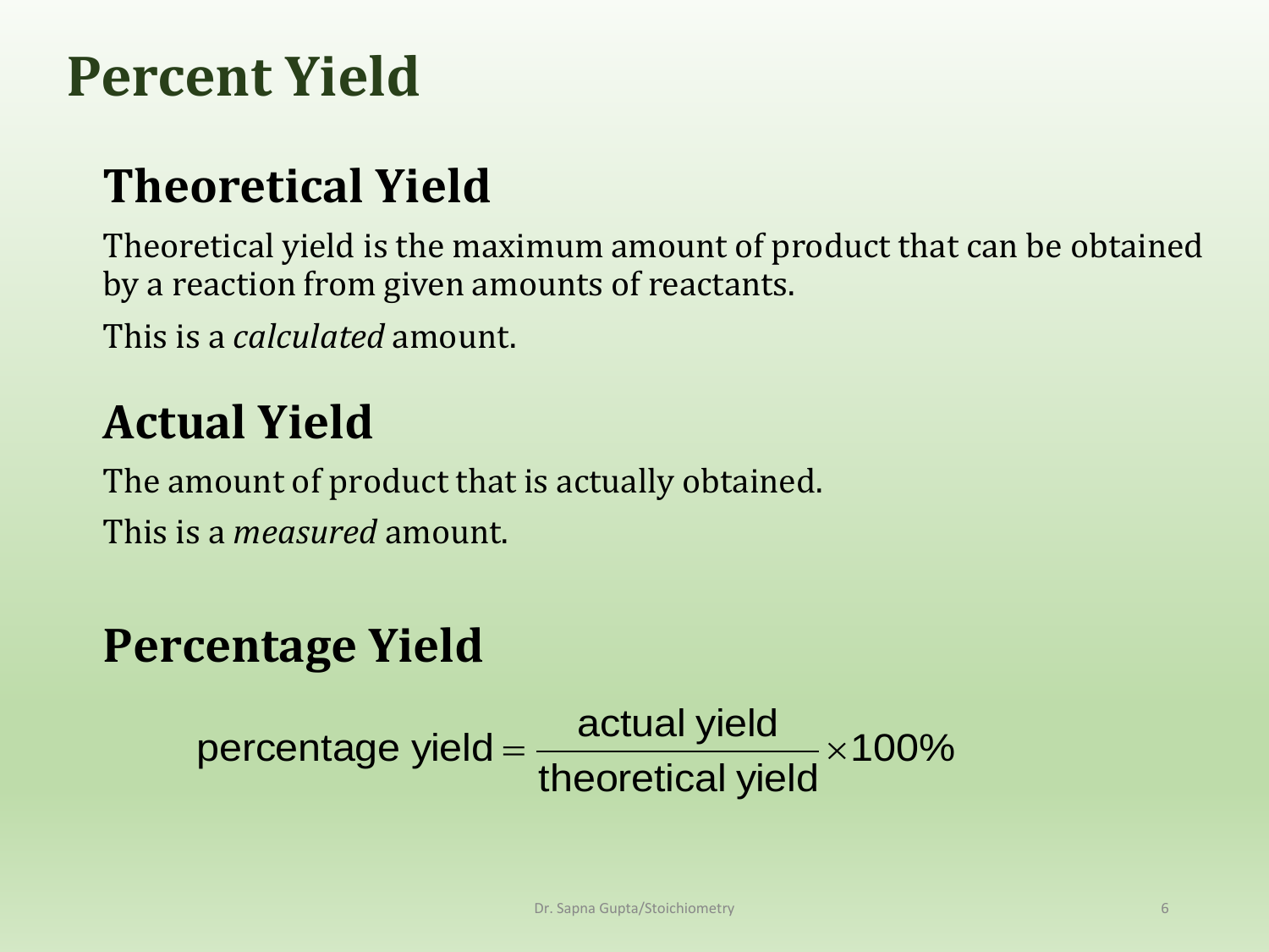# Percent Yield

## Theoretical Yield

Theoretical yield is the maximum amount of product that can be obtained by a reaction from given amounts of reactants.

This is a *calculated* amount.

## Actual Yield

The amount of product that is actually obtained.

This is a *measured* amount.

## Percentage Yield

$$\text{percentage yield} = \frac{\text{actual yield}}{\text{theoretical yield}} \times 100\%$$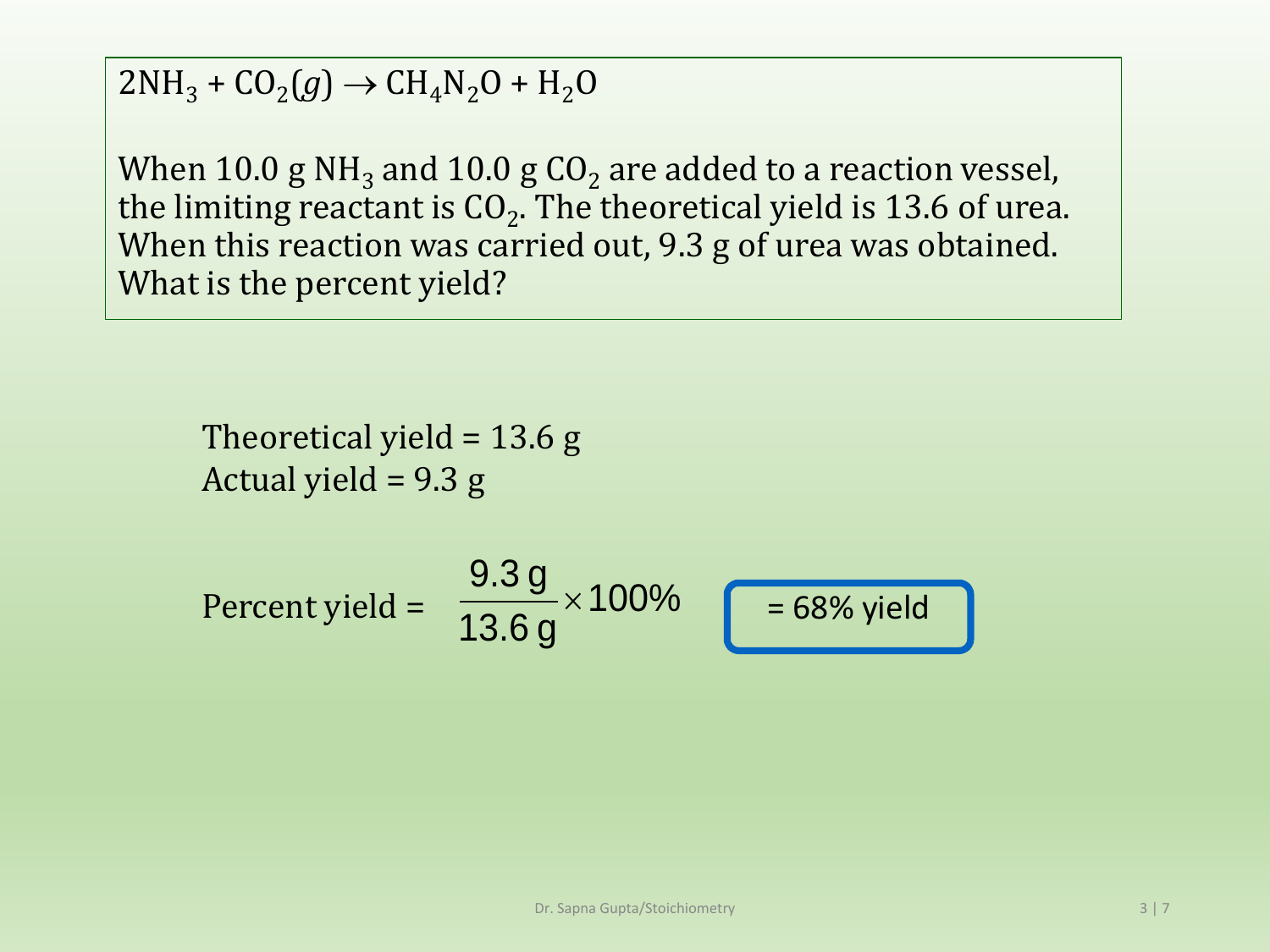$2NH_3 + CO_2(g) \rightarrow CH_4N_2O + H_2O$

When 10.0 g $NH_3$ and 10.0 g $CO_2$ are added to a reaction vessel, the limiting reactant is $CO_2$. The theoretical yield is 13.6 of urea. When this reaction was carried out, 9.3 g of urea was obtained. What is the percent yield?

Theoretical yield = 13.6 g
Actual yield = 9.3 g

$$\text{Percent yield} = \frac{9.3\text{ g}}{13.6\text{ g}} \times 100\%$$

**= 68% yield**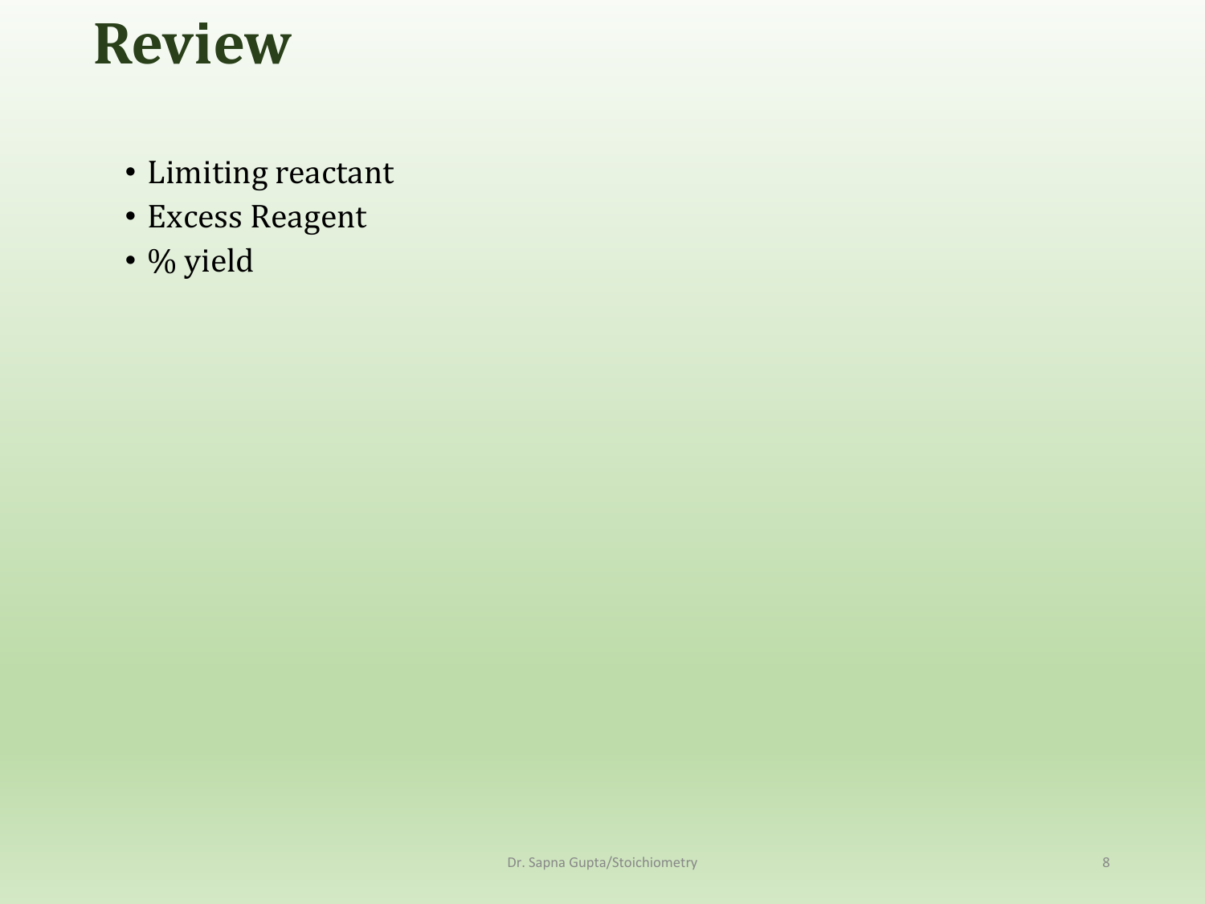# Review

- Limiting reactant
- Excess Reagent
- % yield